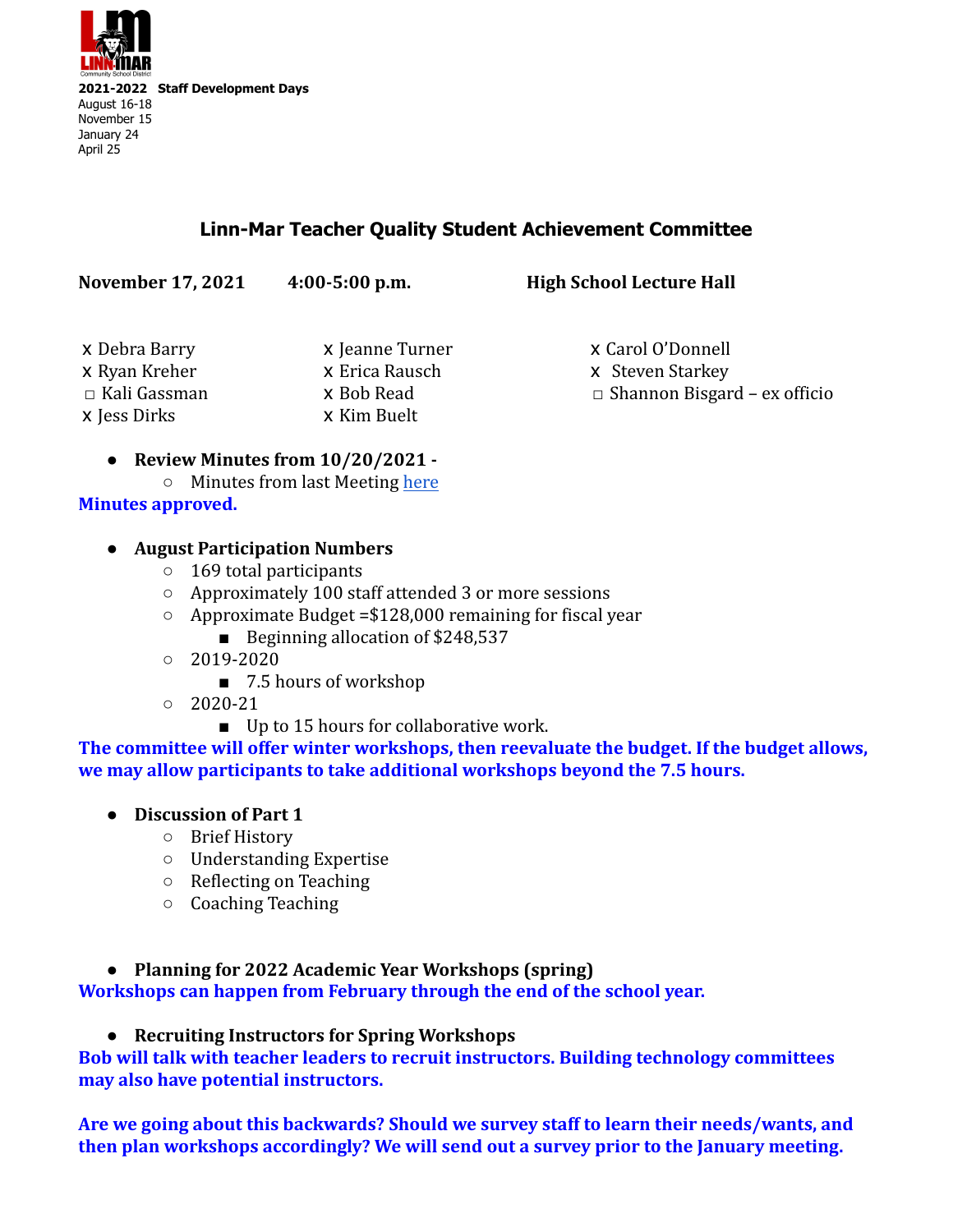**2021-2022 Staff Development Days**
August 16-18
November 15
January 24
April 25

# Linn-Mar Teacher Quality Student Achievement Committee

**November 17, 2021** **4:00-5:00 p.m.** **High School Lecture Hall**

| | | |
|---|---|---|
| x Debra Barry | x Jeanne Turner | x Carol O'Donnell |
| x Ryan Kreher | x Erica Rausch | x Steven Starkey |
| □ Kali Gassman | x Bob Read | □ Shannon Bisgard – ex officio |
| x Jess Dirks | x Kim Buelt | |

- **Review Minutes from 10/20/2021 -**
  - Minutes from last Meeting here

**Minutes approved.**

- **August Participation Numbers**
  - 169 total participants
  - Approximately 100 staff attended 3 or more sessions
  - Approximate Budget =$128,000 remaining for fiscal year
    - Beginning allocation of $248,537
  - 2019-2020
    - 7.5 hours of workshop
  - 2020-21
    - Up to 15 hours for collaborative work.

**The committee will offer winter workshops, then reevaluate the budget. If the budget allows, we may allow participants to take additional workshops beyond the 7.5 hours.**

- **Discussion of Part 1**
  - Brief History
  - Understanding Expertise
  - Reflecting on Teaching
  - Coaching Teaching

- **Planning for 2022 Academic Year Workshops (spring)**

**Workshops can happen from February through the end of the school year.**

- **Recruiting Instructors for Spring Workshops**

**Bob will talk with teacher leaders to recruit instructors. Building technology committees may also have potential instructors.**

**Are we going about this backwards? Should we survey staff to learn their needs/wants, and then plan workshops accordingly? We will send out a survey prior to the January meeting.**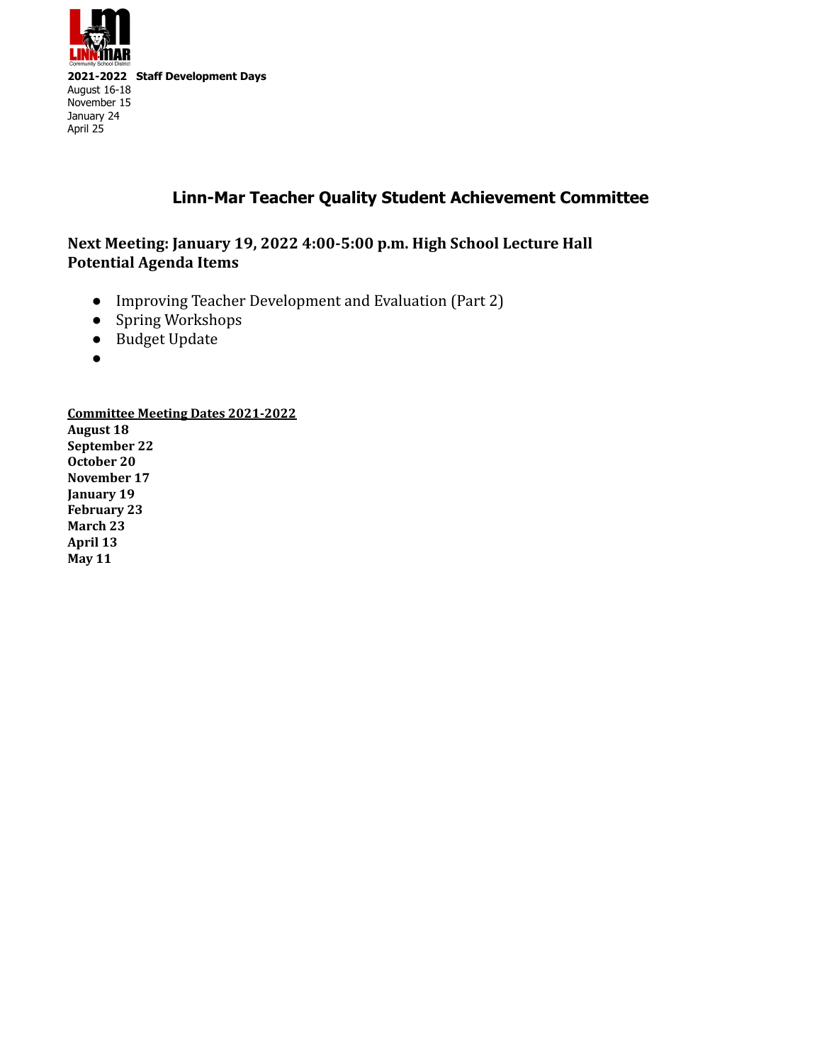**2021-2022 Staff Development Days**

August 16-18
November 15
January 24
April 25

## Linn-Mar Teacher Quality Student Achievement Committee

### Next Meeting: January 19, 2022 4:00-5:00 p.m. High School Lecture Hall
### Potential Agenda Items

- Improving Teacher Development and Evaluation (Part 2)
- Spring Workshops
- Budget Update
-

**Committee Meeting Dates 2021-2022**

**August 18**
**September 22**
**October 20**
**November 17**
**January 19**
**February 23**
**March 23**
**April 13**
**May 11**